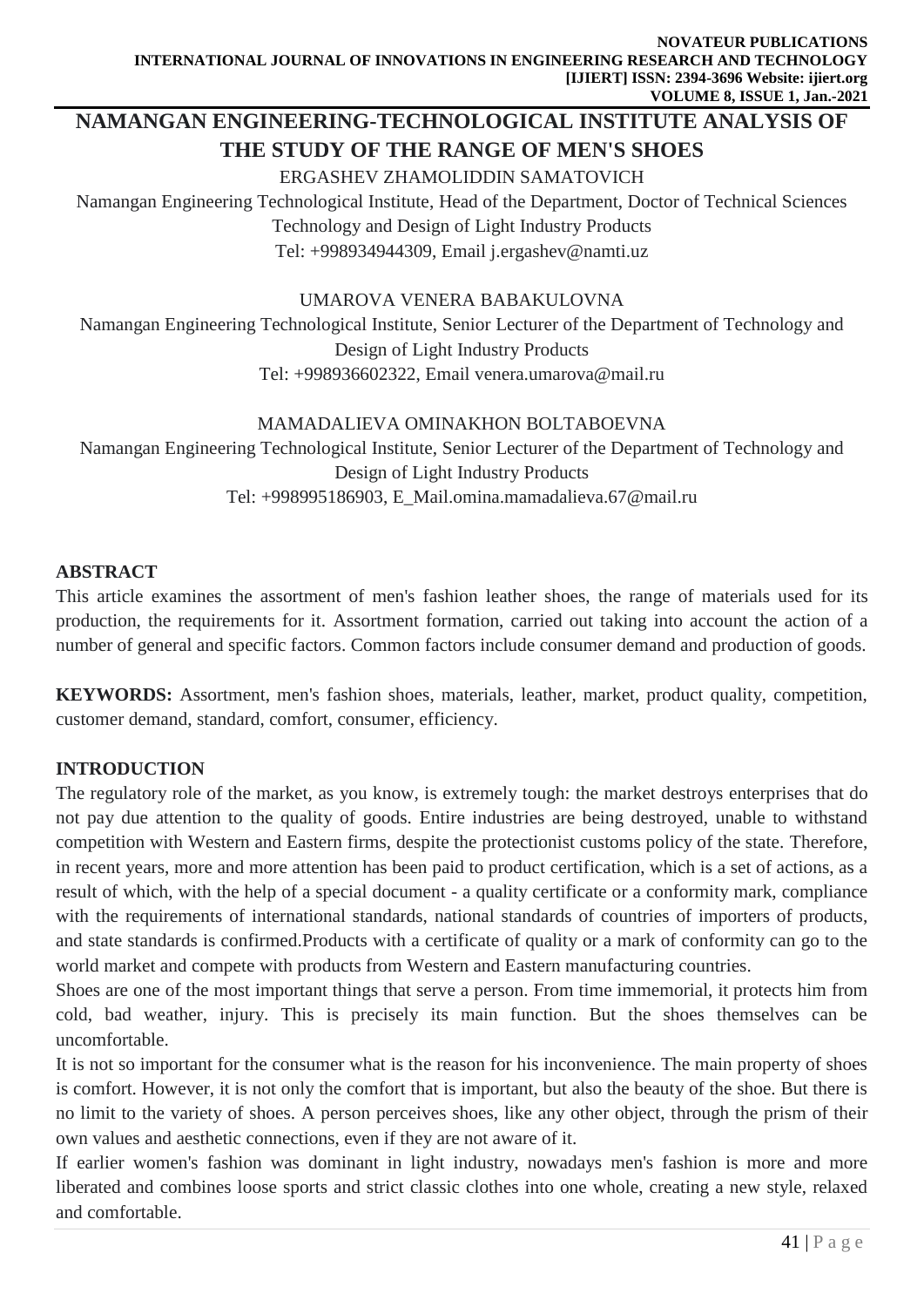# NAMANGAN ENGINEERING-TECHNOLOGICAL INSTITUTE ANALYSIS OF THE STUDY OF THE RANGE OF MEN'S SHOES

ERGASHEV ZHAMOLIDDIN SAMATOVICH
Namangan Engineering Technological Institute, Head of the Department, Doctor of Technical Sciences Technology and Design of Light Industry Products
Tel: +998934944309, Email j.ergashev@namti.uz

UMAROVA VENERA BABAKULOVNA
Namangan Engineering Technological Institute, Senior Lecturer of the Department of Technology and Design of Light Industry Products
Tel: +998936602322, Email venera.umarova@mail.ru

MAMADALIEVA OMINAKHON BOLTABOEVNA
Namangan Engineering Technological Institute, Senior Lecturer of the Department of Technology and Design of Light Industry Products
Tel: +998995186903, E_Mail.omina.mamadalieva.67@mail.ru

## ABSTRACT

This article examines the assortment of men's fashion leather shoes, the range of materials used for its production, the requirements for it. Assortment formation, carried out taking into account the action of a number of general and specific factors. Common factors include consumer demand and production of goods.

**KEYWORDS:** Assortment, men's fashion shoes, materials, leather, market, product quality, competition, customer demand, standard, comfort, consumer, efficiency.

## INTRODUCTION

The regulatory role of the market, as you know, is extremely tough: the market destroys enterprises that do not pay due attention to the quality of goods. Entire industries are being destroyed, unable to withstand competition with Western and Eastern firms, despite the protectionist customs policy of the state. Therefore, in recent years, more and more attention has been paid to product certification, which is a set of actions, as a result of which, with the help of a special document - a quality certificate or a conformity mark, compliance with the requirements of international standards, national standards of countries of importers of products, and state standards is confirmed.Products with a certificate of quality or a mark of conformity can go to the world market and compete with products from Western and Eastern manufacturing countries.

Shoes are one of the most important things that serve a person. From time immemorial, it protects him from cold, bad weather, injury. This is precisely its main function. But the shoes themselves can be uncomfortable.

It is not so important for the consumer what is the reason for his inconvenience. The main property of shoes is comfort. However, it is not only the comfort that is important, but also the beauty of the shoe. But there is no limit to the variety of shoes. A person perceives shoes, like any other object, through the prism of their own values and aesthetic connections, even if they are not aware of it.

If earlier women's fashion was dominant in light industry, nowadays men's fashion is more and more liberated and combines loose sports and strict classic clothes into one whole, creating a new style, relaxed and comfortable.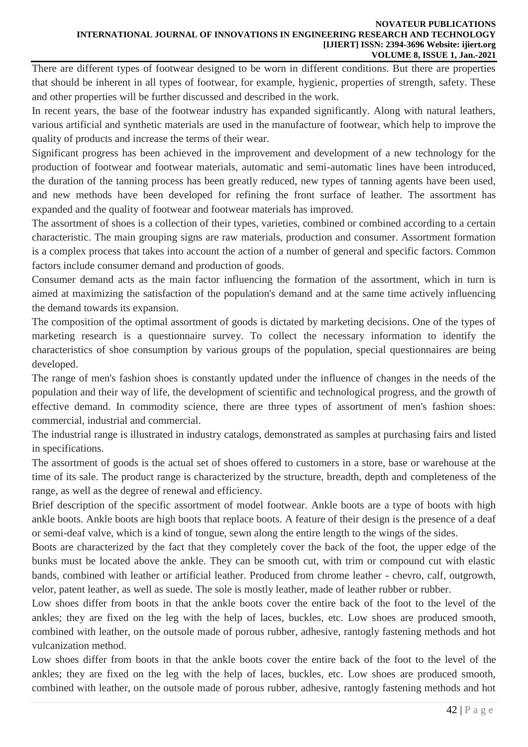There are different types of footwear designed to be worn in different conditions. But there are properties that should be inherent in all types of footwear, for example, hygienic, properties of strength, safety. These and other properties will be further discussed and described in the work.

In recent years, the base of the footwear industry has expanded significantly. Along with natural leathers, various artificial and synthetic materials are used in the manufacture of footwear, which help to improve the quality of products and increase the terms of their wear.

Significant progress has been achieved in the improvement and development of a new technology for the production of footwear and footwear materials, automatic and semi-automatic lines have been introduced, the duration of the tanning process has been greatly reduced, new types of tanning agents have been used, and new methods have been developed for refining the front surface of leather. The assortment has expanded and the quality of footwear and footwear materials has improved.

The assortment of shoes is a collection of their types, varieties, combined or combined according to a certain characteristic. The main grouping signs are raw materials, production and consumer. Assortment formation is a complex process that takes into account the action of a number of general and specific factors. Common factors include consumer demand and production of goods.

Consumer demand acts as the main factor influencing the formation of the assortment, which in turn is aimed at maximizing the satisfaction of the population's demand and at the same time actively influencing the demand towards its expansion.

The composition of the optimal assortment of goods is dictated by marketing decisions. One of the types of marketing research is a questionnaire survey. To collect the necessary information to identify the characteristics of shoe consumption by various groups of the population, special questionnaires are being developed.

The range of men's fashion shoes is constantly updated under the influence of changes in the needs of the population and their way of life, the development of scientific and technological progress, and the growth of effective demand. In commodity science, there are three types of assortment of men's fashion shoes: commercial, industrial and commercial.

The industrial range is illustrated in industry catalogs, demonstrated as samples at purchasing fairs and listed in specifications.

The assortment of goods is the actual set of shoes offered to customers in a store, base or warehouse at the time of its sale. The product range is characterized by the structure, breadth, depth and completeness of the range, as well as the degree of renewal and efficiency.

Brief description of the specific assortment of model footwear. Ankle boots are a type of boots with high ankle boots. Ankle boots are high boots that replace boots. A feature of their design is the presence of a deaf or semi-deaf valve, which is a kind of tongue, sewn along the entire length to the wings of the sides.

Boots are characterized by the fact that they completely cover the back of the foot, the upper edge of the bunks must be located above the ankle. They can be smooth cut, with trim or compound cut with elastic bands, combined with leather or artificial leather. Produced from chrome leather - chevro, calf, outgrowth, velor, patent leather, as well as suede. The sole is mostly leather, made of leather rubber or rubber.

Low shoes differ from boots in that the ankle boots cover the entire back of the foot to the level of the ankles; they are fixed on the leg with the help of laces, buckles, etc. Low shoes are produced smooth, combined with leather, on the outsole made of porous rubber, adhesive, rantogly fastening methods and hot vulcanization method.

Low shoes differ from boots in that the ankle boots cover the entire back of the foot to the level of the ankles; they are fixed on the leg with the help of laces, buckles, etc. Low shoes are produced smooth, combined with leather, on the outsole made of porous rubber, adhesive, rantogly fastening methods and hot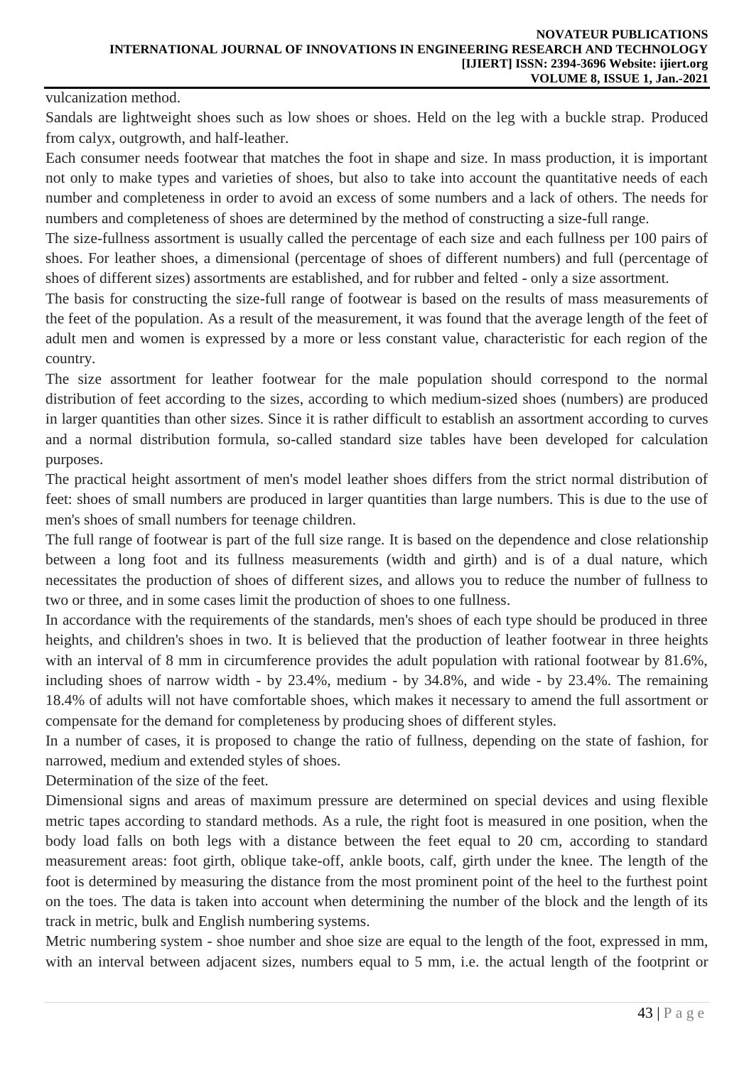vulcanization method.

Sandals are lightweight shoes such as low shoes or shoes. Held on the leg with a buckle strap. Produced from calyx, outgrowth, and half-leather.

Each consumer needs footwear that matches the foot in shape and size. In mass production, it is important not only to make types and varieties of shoes, but also to take into account the quantitative needs of each number and completeness in order to avoid an excess of some numbers and a lack of others. The needs for numbers and completeness of shoes are determined by the method of constructing a size-full range.

The size-fullness assortment is usually called the percentage of each size and each fullness per 100 pairs of shoes. For leather shoes, a dimensional (percentage of shoes of different numbers) and full (percentage of shoes of different sizes) assortments are established, and for rubber and felted - only a size assortment.

The basis for constructing the size-full range of footwear is based on the results of mass measurements of the feet of the population. As a result of the measurement, it was found that the average length of the feet of adult men and women is expressed by a more or less constant value, characteristic for each region of the country.

The size assortment for leather footwear for the male population should correspond to the normal distribution of feet according to the sizes, according to which medium-sized shoes (numbers) are produced in larger quantities than other sizes. Since it is rather difficult to establish an assortment according to curves and a normal distribution formula, so-called standard size tables have been developed for calculation purposes.

The practical height assortment of men's model leather shoes differs from the strict normal distribution of feet: shoes of small numbers are produced in larger quantities than large numbers. This is due to the use of men's shoes of small numbers for teenage children.

The full range of footwear is part of the full size range. It is based on the dependence and close relationship between a long foot and its fullness measurements (width and girth) and is of a dual nature, which necessitates the production of shoes of different sizes, and allows you to reduce the number of fullness to two or three, and in some cases limit the production of shoes to one fullness.

In accordance with the requirements of the standards, men's shoes of each type should be produced in three heights, and children's shoes in two. It is believed that the production of leather footwear in three heights with an interval of 8 mm in circumference provides the adult population with rational footwear by 81.6%, including shoes of narrow width - by 23.4%, medium - by 34.8%, and wide - by 23.4%. The remaining 18.4% of adults will not have comfortable shoes, which makes it necessary to amend the full assortment or compensate for the demand for completeness by producing shoes of different styles.

In a number of cases, it is proposed to change the ratio of fullness, depending on the state of fashion, for narrowed, medium and extended styles of shoes.

Determination of the size of the feet.

Dimensional signs and areas of maximum pressure are determined on special devices and using flexible metric tapes according to standard methods. As a rule, the right foot is measured in one position, when the body load falls on both legs with a distance between the feet equal to 20 cm, according to standard measurement areas: foot girth, oblique take-off, ankle boots, calf, girth under the knee. The length of the foot is determined by measuring the distance from the most prominent point of the heel to the furthest point on the toes. The data is taken into account when determining the number of the block and the length of its track in metric, bulk and English numbering systems.

Metric numbering system - shoe number and shoe size are equal to the length of the foot, expressed in mm, with an interval between adjacent sizes, numbers equal to 5 mm, i.e. the actual length of the footprint or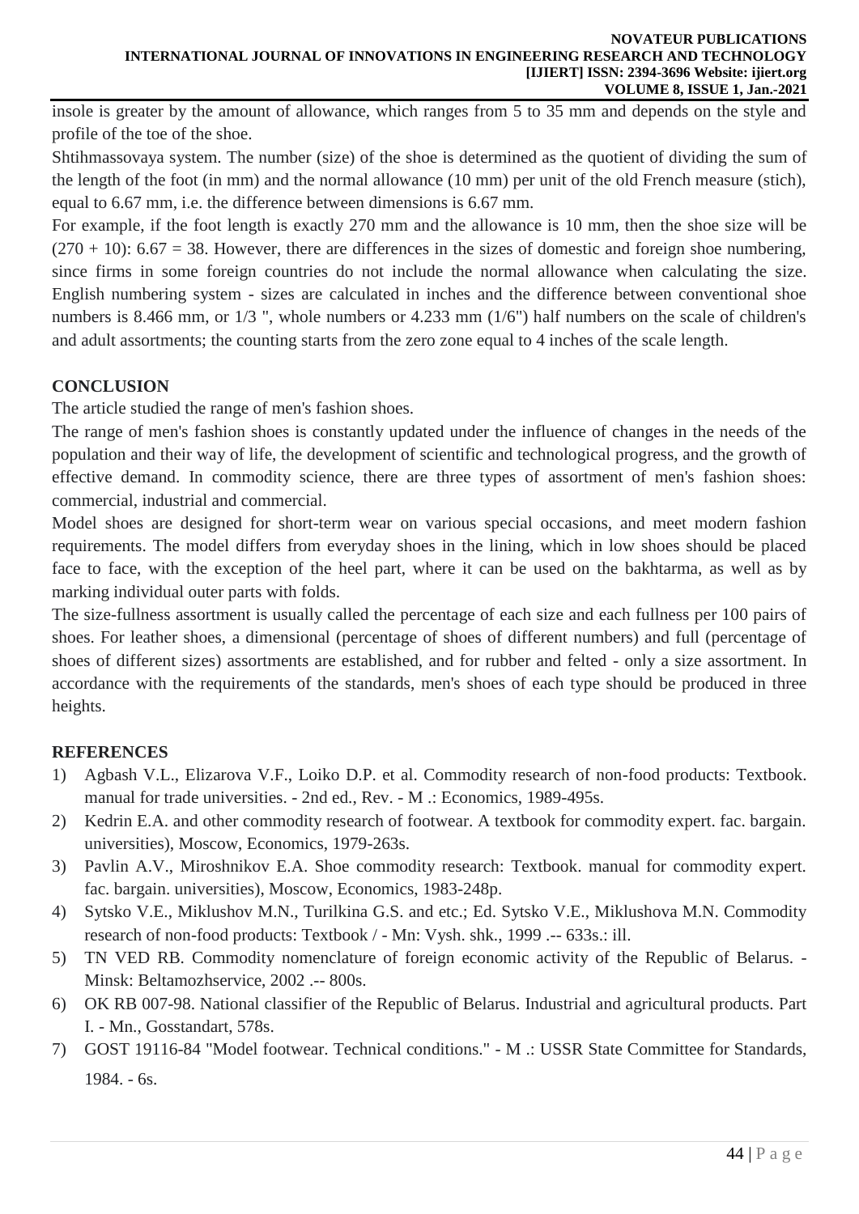insole is greater by the amount of allowance, which ranges from 5 to 35 mm and depends on the style and profile of the toe of the shoe.

Shtihmassovaya system. The number (size) of the shoe is determined as the quotient of dividing the sum of the length of the foot (in mm) and the normal allowance (10 mm) per unit of the old French measure (stich), equal to 6.67 mm, i.e. the difference between dimensions is 6.67 mm.

For example, if the foot length is exactly 270 mm and the allowance is 10 mm, then the shoe size will be (270 + 10): 6.67 = 38. However, there are differences in the sizes of domestic and foreign shoe numbering, since firms in some foreign countries do not include the normal allowance when calculating the size. English numbering system - sizes are calculated in inches and the difference between conventional shoe numbers is 8.466 mm, or 1/3 ", whole numbers or 4.233 mm (1/6") half numbers on the scale of children's and adult assortments; the counting starts from the zero zone equal to 4 inches of the scale length.

## CONCLUSION

The article studied the range of men's fashion shoes.

The range of men's fashion shoes is constantly updated under the influence of changes in the needs of the population and their way of life, the development of scientific and technological progress, and the growth of effective demand. In commodity science, there are three types of assortment of men's fashion shoes: commercial, industrial and commercial.

Model shoes are designed for short-term wear on various special occasions, and meet modern fashion requirements. The model differs from everyday shoes in the lining, which in low shoes should be placed face to face, with the exception of the heel part, where it can be used on the bakhtarma, as well as by marking individual outer parts with folds.

The size-fullness assortment is usually called the percentage of each size and each fullness per 100 pairs of shoes. For leather shoes, a dimensional (percentage of shoes of different numbers) and full (percentage of shoes of different sizes) assortments are established, and for rubber and felted - only a size assortment. In accordance with the requirements of the standards, men's shoes of each type should be produced in three heights.

## REFERENCES

1) Agbash V.L., Elizarova V.F., Loiko D.P. et al. Commodity research of non-food products: Textbook. manual for trade universities. - 2nd ed., Rev. - M .: Economics, 1989-495s.
2) Kedrin E.A. and other commodity research of footwear. A textbook for commodity expert. fac. bargain. universities), Moscow, Economics, 1979-263s.
3) Pavlin A.V., Miroshnikov E.A. Shoe commodity research: Textbook. manual for commodity expert. fac. bargain. universities), Moscow, Economics, 1983-248p.
4) Sytsko V.E., Miklushov M.N., Turilkina G.S. and etc.; Ed. Sytsko V.E., Miklushova M.N. Commodity research of non-food products: Textbook / - Mn: Vysh. shk., 1999 .-- 633s.: ill.
5) TN VED RB. Commodity nomenclature of foreign economic activity of the Republic of Belarus. - Minsk: Beltamozhservice, 2002 .-- 800s.
6) OK RB 007-98. National classifier of the Republic of Belarus. Industrial and agricultural products. Part I. - Mn., Gosstandart, 578s.
7) GOST 19116-84 "Model footwear. Technical conditions." - M .: USSR State Committee for Standards, 1984. - 6s.